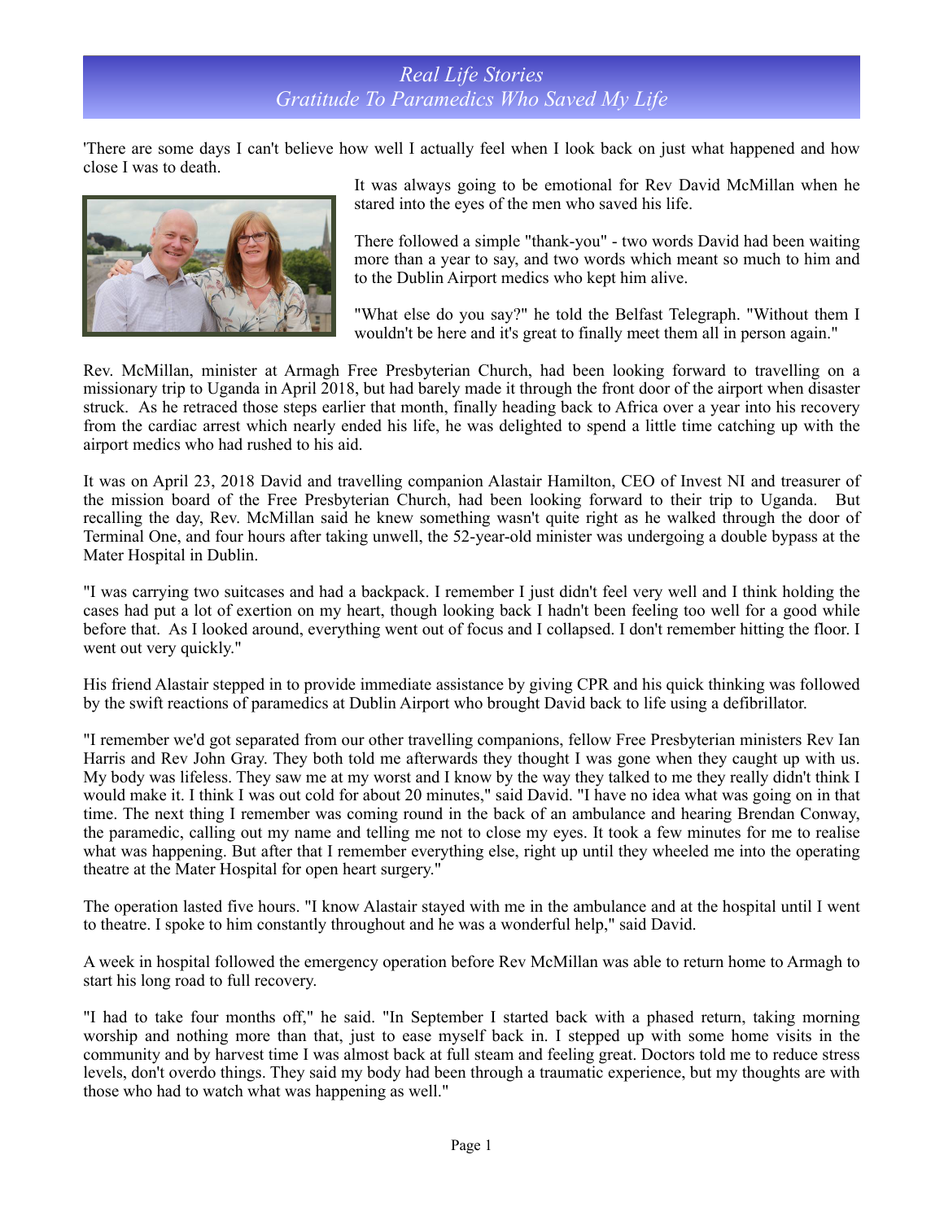# *Real Life Stories*
## *Gratitude To Paramedics Who Saved My Life*

'There are some days I can't believe how well I actually feel when I look back on just what happened and how close I was to death.

It was always going to be emotional for Rev David McMillan when he stared into the eyes of the men who saved his life.

There followed a simple "thank-you" - two words David had been waiting more than a year to say, and two words which meant so much to him and to the Dublin Airport medics who kept him alive.

"What else do you say?" he told the Belfast Telegraph. "Without them I wouldn't be here and it's great to finally meet them all in person again."

Rev. McMillan, minister at Armagh Free Presbyterian Church, had been looking forward to travelling on a missionary trip to Uganda in April 2018, but had barely made it through the front door of the airport when disaster struck. As he retraced those steps earlier that month, finally heading back to Africa over a year into his recovery from the cardiac arrest which nearly ended his life, he was delighted to spend a little time catching up with the airport medics who had rushed to his aid.

It was on April 23, 2018 David and travelling companion Alastair Hamilton, CEO of Invest NI and treasurer of the mission board of the Free Presbyterian Church, had been looking forward to their trip to Uganda. But recalling the day, Rev. McMillan said he knew something wasn't quite right as he walked through the door of Terminal One, and four hours after taking unwell, the 52-year-old minister was undergoing a double bypass at the Mater Hospital in Dublin.

"I was carrying two suitcases and had a backpack. I remember I just didn't feel very well and I think holding the cases had put a lot of exertion on my heart, though looking back I hadn't been feeling too well for a good while before that. As I looked around, everything went out of focus and I collapsed. I don't remember hitting the floor. I went out very quickly."

His friend Alastair stepped in to provide immediate assistance by giving CPR and his quick thinking was followed by the swift reactions of paramedics at Dublin Airport who brought David back to life using a defibrillator.

"I remember we'd got separated from our other travelling companions, fellow Free Presbyterian ministers Rev Ian Harris and Rev John Gray. They both told me afterwards they thought I was gone when they caught up with us. My body was lifeless. They saw me at my worst and I know by the way they talked to me they really didn't think I would make it. I think I was out cold for about 20 minutes," said David. "I have no idea what was going on in that time. The next thing I remember was coming round in the back of an ambulance and hearing Brendan Conway, the paramedic, calling out my name and telling me not to close my eyes. It took a few minutes for me to realise what was happening. But after that I remember everything else, right up until they wheeled me into the operating theatre at the Mater Hospital for open heart surgery."

The operation lasted five hours. "I know Alastair stayed with me in the ambulance and at the hospital until I went to theatre. I spoke to him constantly throughout and he was a wonderful help," said David.

A week in hospital followed the emergency operation before Rev McMillan was able to return home to Armagh to start his long road to full recovery.

"I had to take four months off," he said. "In September I started back with a phased return, taking morning worship and nothing more than that, just to ease myself back in. I stepped up with some home visits in the community and by harvest time I was almost back at full steam and feeling great. Doctors told me to reduce stress levels, don't overdo things. They said my body had been through a traumatic experience, but my thoughts are with those who had to watch what was happening as well."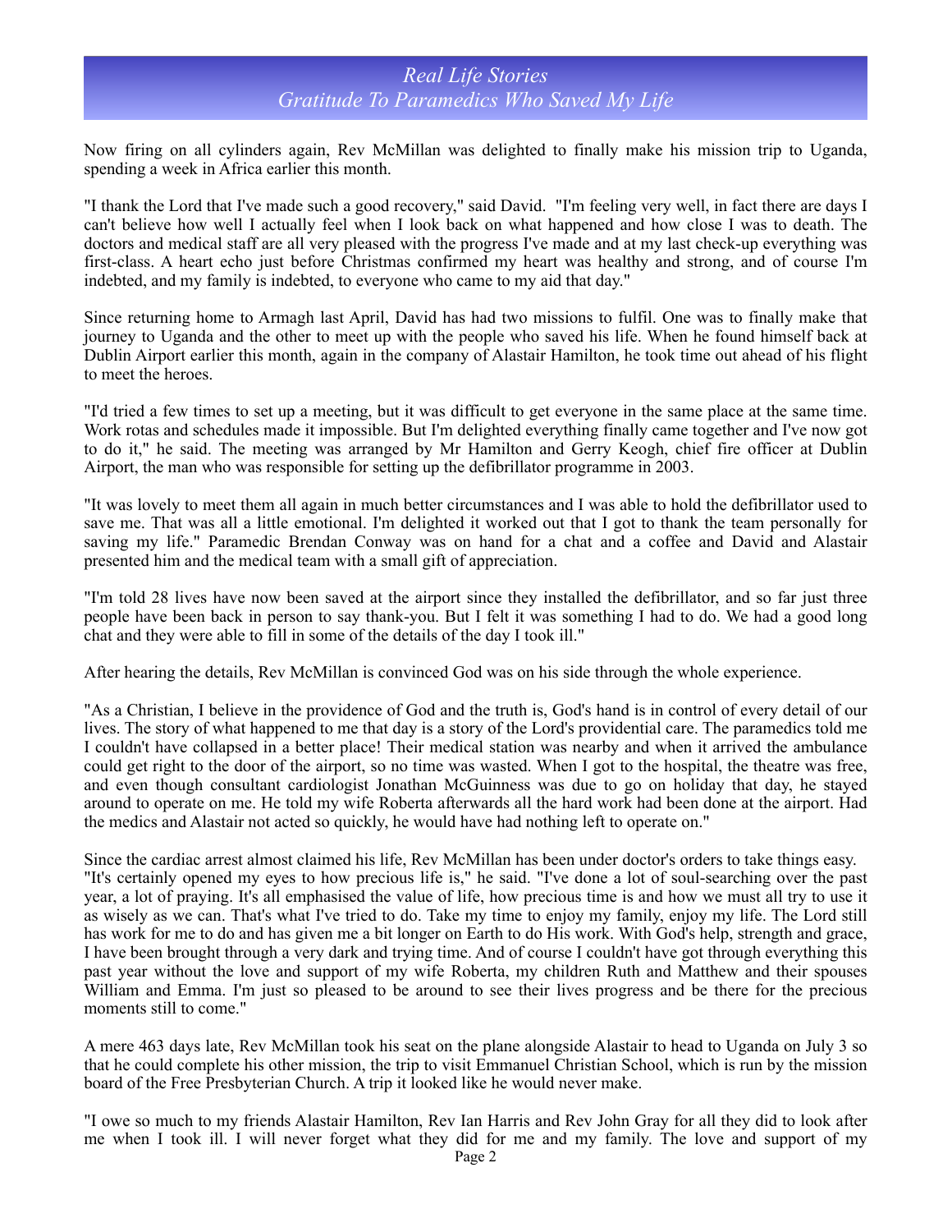# *Real Life Stories*
## *Gratitude To Paramedics Who Saved My Life*

Now firing on all cylinders again, Rev McMillan was delighted to finally make his mission trip to Uganda, spending a week in Africa earlier this month.

"I thank the Lord that I've made such a good recovery," said David. "I'm feeling very well, in fact there are days I can't believe how well I actually feel when I look back on what happened and how close I was to death. The doctors and medical staff are all very pleased with the progress I've made and at my last check-up everything was first-class. A heart echo just before Christmas confirmed my heart was healthy and strong, and of course I'm indebted, and my family is indebted, to everyone who came to my aid that day."

Since returning home to Armagh last April, David has had two missions to fulfil. One was to finally make that journey to Uganda and the other to meet up with the people who saved his life. When he found himself back at Dublin Airport earlier this month, again in the company of Alastair Hamilton, he took time out ahead of his flight to meet the heroes.

"I'd tried a few times to set up a meeting, but it was difficult to get everyone in the same place at the same time. Work rotas and schedules made it impossible. But I'm delighted everything finally came together and I've now got to do it," he said. The meeting was arranged by Mr Hamilton and Gerry Keogh, chief fire officer at Dublin Airport, the man who was responsible for setting up the defibrillator programme in 2003.

"It was lovely to meet them all again in much better circumstances and I was able to hold the defibrillator used to save me. That was all a little emotional. I'm delighted it worked out that I got to thank the team personally for saving my life." Paramedic Brendan Conway was on hand for a chat and a coffee and David and Alastair presented him and the medical team with a small gift of appreciation.

"I'm told 28 lives have now been saved at the airport since they installed the defibrillator, and so far just three people have been back in person to say thank-you. But I felt it was something I had to do. We had a good long chat and they were able to fill in some of the details of the day I took ill."

After hearing the details, Rev McMillan is convinced God was on his side through the whole experience.

"As a Christian, I believe in the providence of God and the truth is, God's hand is in control of every detail of our lives. The story of what happened to me that day is a story of the Lord's providential care. The paramedics told me I couldn't have collapsed in a better place! Their medical station was nearby and when it arrived the ambulance could get right to the door of the airport, so no time was wasted. When I got to the hospital, the theatre was free, and even though consultant cardiologist Jonathan McGuinness was due to go on holiday that day, he stayed around to operate on me. He told my wife Roberta afterwards all the hard work had been done at the airport. Had the medics and Alastair not acted so quickly, he would have had nothing left to operate on."

Since the cardiac arrest almost claimed his life, Rev McMillan has been under doctor's orders to take things easy. "It's certainly opened my eyes to how precious life is," he said. "I've done a lot of soul-searching over the past year, a lot of praying. It's all emphasised the value of life, how precious time is and how we must all try to use it as wisely as we can. That's what I've tried to do. Take my time to enjoy my family, enjoy my life. The Lord still has work for me to do and has given me a bit longer on Earth to do His work. With God's help, strength and grace, I have been brought through a very dark and trying time. And of course I couldn't have got through everything this past year without the love and support of my wife Roberta, my children Ruth and Matthew and their spouses William and Emma. I'm just so pleased to be around to see their lives progress and be there for the precious moments still to come."

A mere 463 days late, Rev McMillan took his seat on the plane alongside Alastair to head to Uganda on July 3 so that he could complete his other mission, the trip to visit Emmanuel Christian School, which is run by the mission board of the Free Presbyterian Church. A trip it looked like he would never make.

"I owe so much to my friends Alastair Hamilton, Rev Ian Harris and Rev John Gray for all they did to look after me when I took ill. I will never forget what they did for me and my family. The love and support of my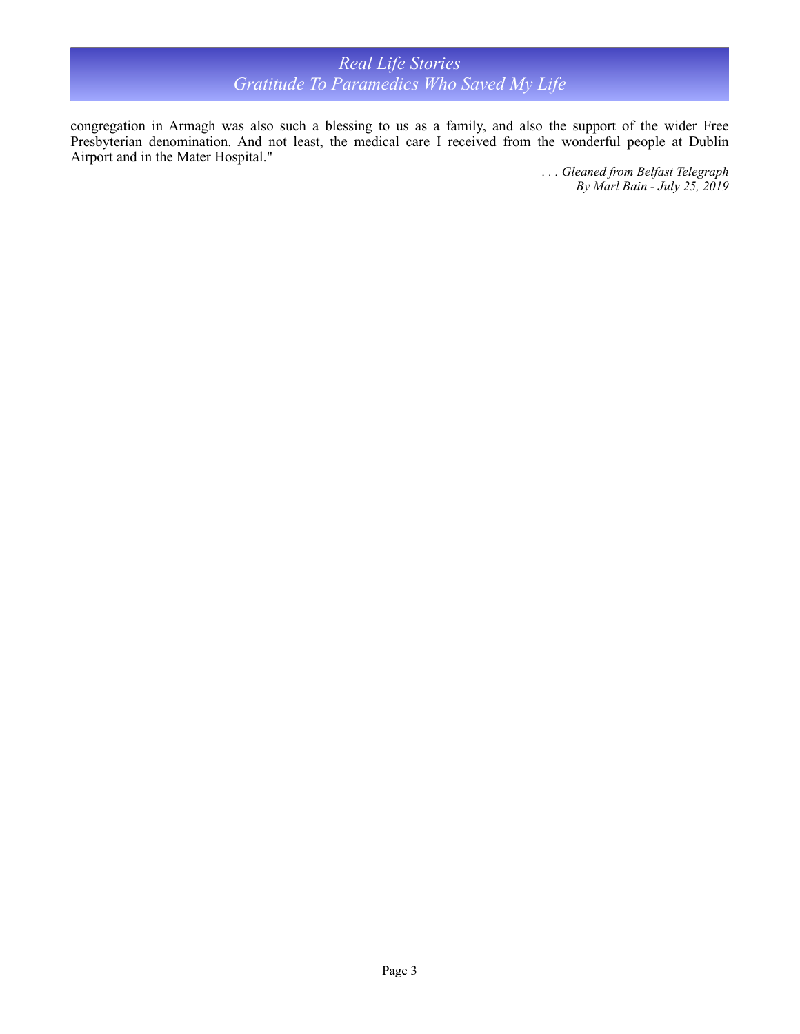congregation in Armagh was also such a blessing to us as a family, and also the support of the wider Free Presbyterian denomination. And not least, the medical care I received from the wonderful people at Dublin Airport and in the Mater Hospital."

*. . . Gleaned from Belfast Telegraph*
*By Marl Bain - July 25, 2019*